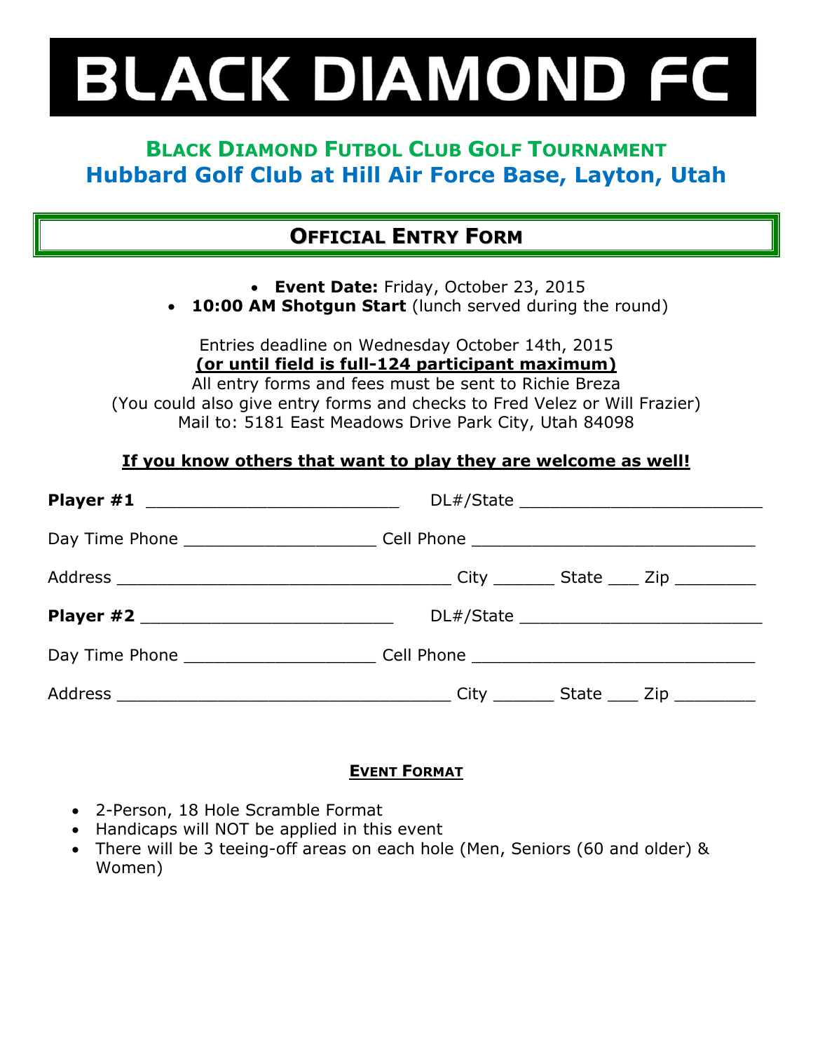# BLACK DIAMOND FC

## BLACK DIAMOND FUTBOL CLUB GOLF TOURNAMENT
## Hubbard Golf Club at Hill Air Force Base, Layton, Utah

## OFFICIAL ENTRY FORM

- **Event Date:** Friday, October 23, 2015
- **10:00 AM Shotgun Start** (lunch served during the round)

Entries deadline on Wednesday October 14th, 2015
**(or until field is full-124 participant maximum)**
All entry forms and fees must be sent to Richie Breza
(You could also give entry forms and checks to Fred Velez or Will Frazier)
Mail to: 5181 East Meadows Drive Park City, Utah 84098

**If you know others that want to play they are welcome as well!**

**Player #1** __________________________ DL#/State __________________________

Day Time Phone ____________________ Cell Phone ______________________________

Address ___________________________________ City _______ State ____ Zip _________

**Player #2** __________________________ DL#/State __________________________

Day Time Phone ____________________ Cell Phone ______________________________

Address ___________________________________ City _______ State ____ Zip _________

### EVENT FORMAT

- 2-Person, 18 Hole Scramble Format
- Handicaps will NOT be applied in this event
- There will be 3 teeing-off areas on each hole (Men, Seniors (60 and older) & Women)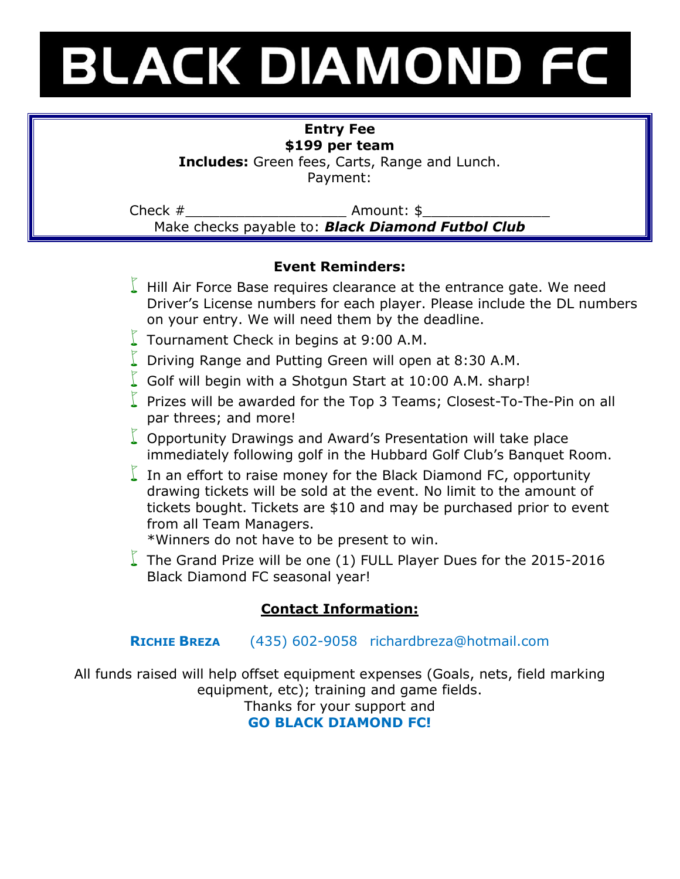# BLACK DIAMOND FC

**Entry Fee**
**$199 per team**
**Includes:** Green fees, Carts, Range and Lunch.
Payment:

Check #___________________ Amount: $_______________
Make checks payable to: ***Black Diamond Futbol Club***

**Event Reminders:**

- Hill Air Force Base requires clearance at the entrance gate. We need Driver's License numbers for each player. Please include the DL numbers on your entry. We will need them by the deadline.
- Tournament Check in begins at 9:00 A.M.
- Driving Range and Putting Green will open at 8:30 A.M.
- Golf will begin with a Shotgun Start at 10:00 A.M. sharp!
- Prizes will be awarded for the Top 3 Teams; Closest-To-The-Pin on all par threes; and more!
- Opportunity Drawings and Award's Presentation will take place immediately following golf in the Hubbard Golf Club's Banquet Room.
- In an effort to raise money for the Black Diamond FC, opportunity drawing tickets will be sold at the event. No limit to the amount of tickets bought. Tickets are $10 and may be purchased prior to event from all Team Managers.
  *Winners do not have to be present to win.
- The Grand Prize will be one (1) FULL Player Dues for the 2015-2016 Black Diamond FC seasonal year!

**Contact Information:**

**Richie Breza** (435) 602-9058 richardbreza@hotmail.com

All funds raised will help offset equipment expenses (Goals, nets, field marking equipment, etc); training and game fields.
Thanks for your support and
**GO BLACK DIAMOND FC!**